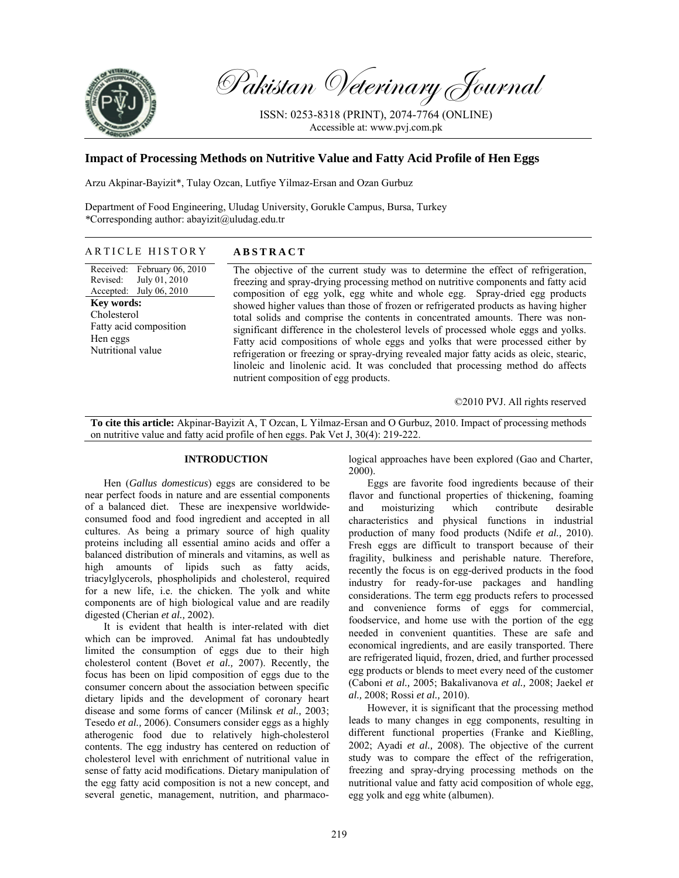# Impact of Processing Methods on Nutritive Value and Fatty Acid Profile of Hen Eggs

Arzu Akpinar-Bayizit*, Tulay Ozcan, Lutfiye Yilmaz-Ersan and Ozan Gurbuz

Department of Food Engineering, Uludag University, Gorukle Campus, Bursa, Turkey
*Corresponding author: abayizit@uludag.edu.tr

## ARTICLE HISTORY

Received: February 06, 2010
Revised: July 01, 2010
Accepted: July 06, 2010

**Key words:**
Cholesterol
Fatty acid composition
Hen eggs
Nutritional value

## ABSTRACT

The objective of the current study was to determine the effect of refrigeration, freezing and spray-drying processing method on nutritive components and fatty acid composition of egg yolk, egg white and whole egg. Spray-dried egg products showed higher values than those of frozen or refrigerated products as having higher total solids and comprise the contents in concentrated amounts. There was non-significant difference in the cholesterol levels of processed whole eggs and yolks. Fatty acid compositions of whole eggs and yolks that were processed either by refrigeration or freezing or spray-drying revealed major fatty acids as oleic, stearic, linoleic and linolenic acid. It was concluded that processing method do affects nutrient composition of egg products.

©2010 PVJ. All rights reserved

**To cite this article:** Akpinar-Bayizit A, T Ozcan, L Yilmaz-Ersan and O Gurbuz, 2010. Impact of processing methods on nutritive value and fatty acid profile of hen eggs. Pak Vet J, 30(4): 219-222.

## INTRODUCTION

Hen (*Gallus domesticus*) eggs are considered to be near perfect foods in nature and are essential components of a balanced diet. These are inexpensive worldwide-consumed food and food ingredient and accepted in all cultures. As being a primary source of high quality proteins including all essential amino acids and offer a balanced distribution of minerals and vitamins, as well as high amounts of lipids such as fatty acids, triacylglycerols, phospholipids and cholesterol, required for a new life, i.e. the chicken. The yolk and white components are of high biological value and are readily digested (Cherian *et al.,* 2002).

It is evident that health is inter-related with diet which can be improved. Animal fat has undoubtedly limited the consumption of eggs due to their high cholesterol content (Bovet *et al.,* 2007). Recently, the focus has been on lipid composition of eggs due to the consumer concern about the association between specific dietary lipids and the development of coronary heart disease and some forms of cancer (Milinsk *et al.,* 2003; Tesedo *et al.,* 2006). Consumers consider eggs as a highly atherogenic food due to relatively high-cholesterol contents. The egg industry has centered on reduction of cholesterol level with enrichment of nutritional value in sense of fatty acid modifications. Dietary manipulation of the egg fatty acid composition is not a new concept, and several genetic, management, nutrition, and pharmacological approaches have been explored (Gao and Charter, 2000).

Eggs are favorite food ingredients because of their flavor and functional properties of thickening, foaming and moisturizing which contribute desirable characteristics and physical functions in industrial production of many food products (Ndife *et al.,* 2010). Fresh eggs are difficult to transport because of their fragility, bulkiness and perishable nature. Therefore, recently the focus is on egg-derived products in the food industry for ready-for-use packages and handling considerations. The term egg products refers to processed and convenience forms of eggs for commercial, foodservice, and home use with the portion of the egg needed in convenient quantities. These are safe and economical ingredients, and are easily transported. There are refrigerated liquid, frozen, dried, and further processed egg products or blends to meet every need of the customer (Caboni *et al.,* 2005; Bakalivanova *et al.,* 2008; Jaekel *et al.,* 2008; Rossi *et al.,* 2010).

However, it is significant that the processing method leads to many changes in egg components, resulting in different functional properties (Franke and Kießling, 2002; Ayadi *et al.,* 2008). The objective of the current study was to compare the effect of the refrigeration, freezing and spray-drying processing methods on the nutritional value and fatty acid composition of whole egg, egg yolk and egg white (albumen).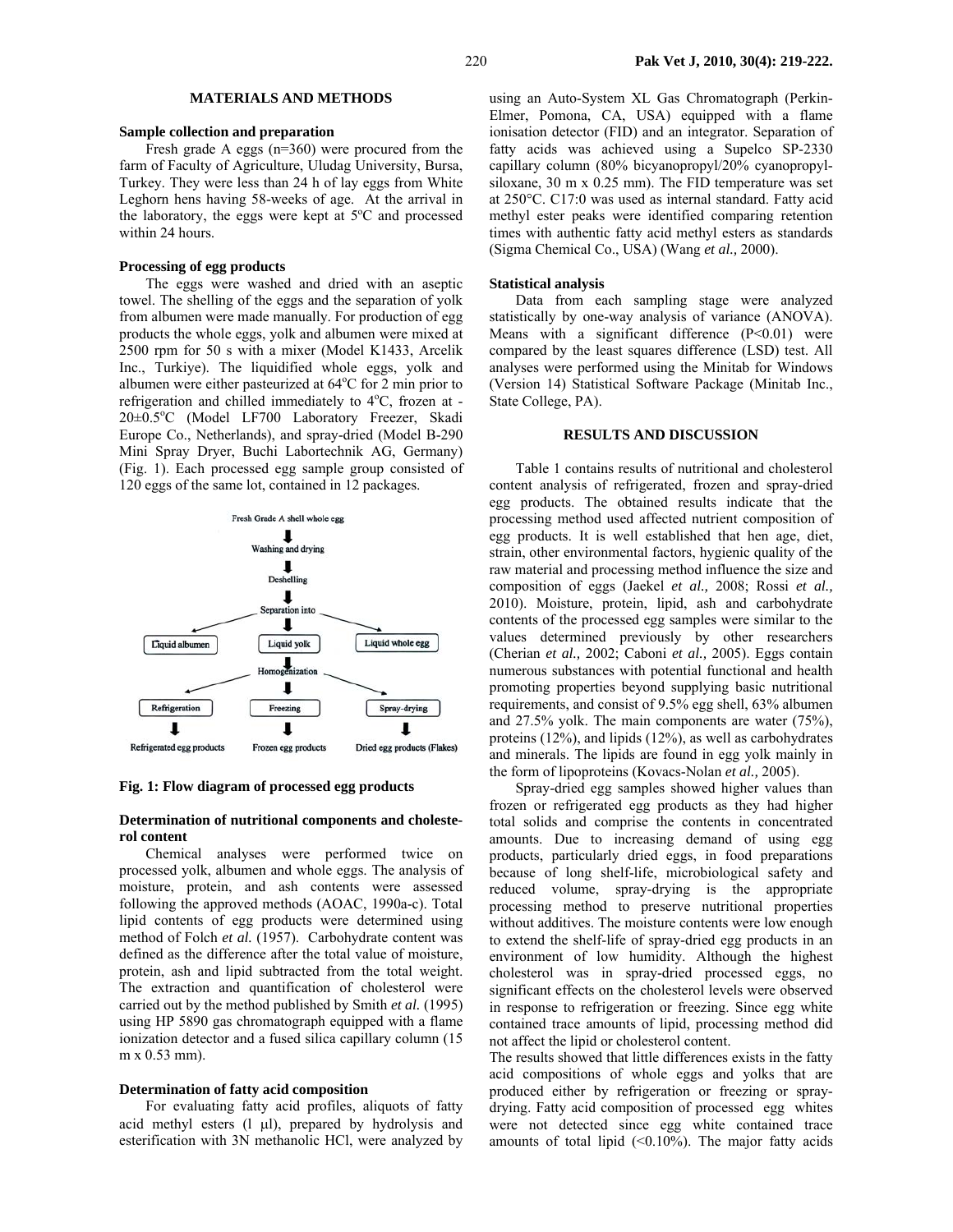## MATERIALS AND METHODS

### Sample collection and preparation

Fresh grade A eggs (n=360) were procured from the farm of Faculty of Agriculture, Uludag University, Bursa, Turkey. They were less than 24 h of lay eggs from White Leghorn hens having 58-weeks of age. At the arrival in the laboratory, the eggs were kept at 5°C and processed within 24 hours.

### Processing of egg products

The eggs were washed and dried with an aseptic towel. The shelling of the eggs and the separation of yolk from albumen were made manually. For production of egg products the whole eggs, yolk and albumen were mixed at 2500 rpm for 50 s with a mixer (Model K1433, Arcelik Inc., Turkiye). The liquidified whole eggs, yolk and albumen were either pasteurized at 64°C for 2 min prior to refrigeration and chilled immediately to 4°C, frozen at -20±0.5°C (Model LF700 Laboratory Freezer, Skadi Europe Co., Netherlands), and spray-dried (Model B-290 Mini Spray Dryer, Buchi Labortechnik AG, Germany) (Fig. 1). Each processed egg sample group consisted of 120 eggs of the same lot, contained in 12 packages.

**Fig. 1: Flow diagram of processed egg products**

### Determination of nutritional components and cholesterol content

Chemical analyses were performed twice on processed yolk, albumen and whole eggs. The analysis of moisture, protein, and ash contents were assessed following the approved methods (AOAC, 1990a-c). Total lipid contents of egg products were determined using method of Folch *et al.* (1957). Carbohydrate content was defined as the difference after the total value of moisture, protein, ash and lipid subtracted from the total weight. The extraction and quantification of cholesterol were carried out by the method published by Smith *et al.* (1995) using HP 5890 gas chromatograph equipped with a flame ionization detector and a fused silica capillary column (15 m x 0.53 mm).

### Determination of fatty acid composition

For evaluating fatty acid profiles, aliquots of fatty acid methyl esters (l µl), prepared by hydrolysis and esterification with 3N methanolic HCl, were analyzed by using an Auto-System XL Gas Chromatograph (Perkin-Elmer, Pomona, CA, USA) equipped with a flame ionisation detector (FID) and an integrator. Separation of fatty acids was achieved using a Supelco SP-2330 capillary column (80% bicyanopropyl/20% cyanopropyl-siloxane, 30 m x 0.25 mm). The FID temperature was set at 250°C. C17:0 was used as internal standard. Fatty acid methyl ester peaks were identified comparing retention times with authentic fatty acid methyl esters as standards (Sigma Chemical Co., USA) (Wang *et al.,* 2000).

### Statistical analysis

Data from each sampling stage were analyzed statistically by one-way analysis of variance (ANOVA). Means with a significant difference ($P<0.01$) were compared by the least squares difference (LSD) test. All analyses were performed using the Minitab for Windows (Version 14) Statistical Software Package (Minitab Inc., State College, PA).

## RESULTS AND DISCUSSION

Table 1 contains results of nutritional and cholesterol content analysis of refrigerated, frozen and spray-dried egg products. The obtained results indicate that the processing method used affected nutrient composition of egg products. It is well established that hen age, diet, strain, other environmental factors, hygienic quality of the raw material and processing method influence the size and composition of eggs (Jaekel *et al.,* 2008; Rossi *et al.,* 2010). Moisture, protein, lipid, ash and carbohydrate contents of the processed egg samples were similar to the values determined previously by other researchers (Cherian *et al.,* 2002; Caboni *et al.,* 2005). Eggs contain numerous substances with potential functional and health promoting properties beyond supplying basic nutritional requirements, and consist of 9.5% egg shell, 63% albumen and 27.5% yolk. The main components are water (75%), proteins (12%), and lipids (12%), as well as carbohydrates and minerals. The lipids are found in egg yolk mainly in the form of lipoproteins (Kovacs-Nolan *et al.,* 2005).

Spray-dried egg samples showed higher values than frozen or refrigerated egg products as they had higher total solids and comprise the contents in concentrated amounts. Due to increasing demand of using egg products, particularly dried eggs, in food preparations because of long shelf-life, microbiological safety and reduced volume, spray-drying is the appropriate processing method to preserve nutritional properties without additives. The moisture contents were low enough to extend the shelf-life of spray-dried egg products in an environment of low humidity. Although the highest cholesterol was in spray-dried processed eggs, no significant effects on the cholesterol levels were observed in response to refrigeration or freezing. Since egg white contained trace amounts of lipid, processing method did not affect the lipid or cholesterol content.

The results showed that little differences exists in the fatty acid compositions of whole eggs and yolks that are produced either by refrigeration or freezing or spray-drying. Fatty acid composition of processed egg whites were not detected since egg white contained trace amounts of total lipid (<0.10%). The major fatty acids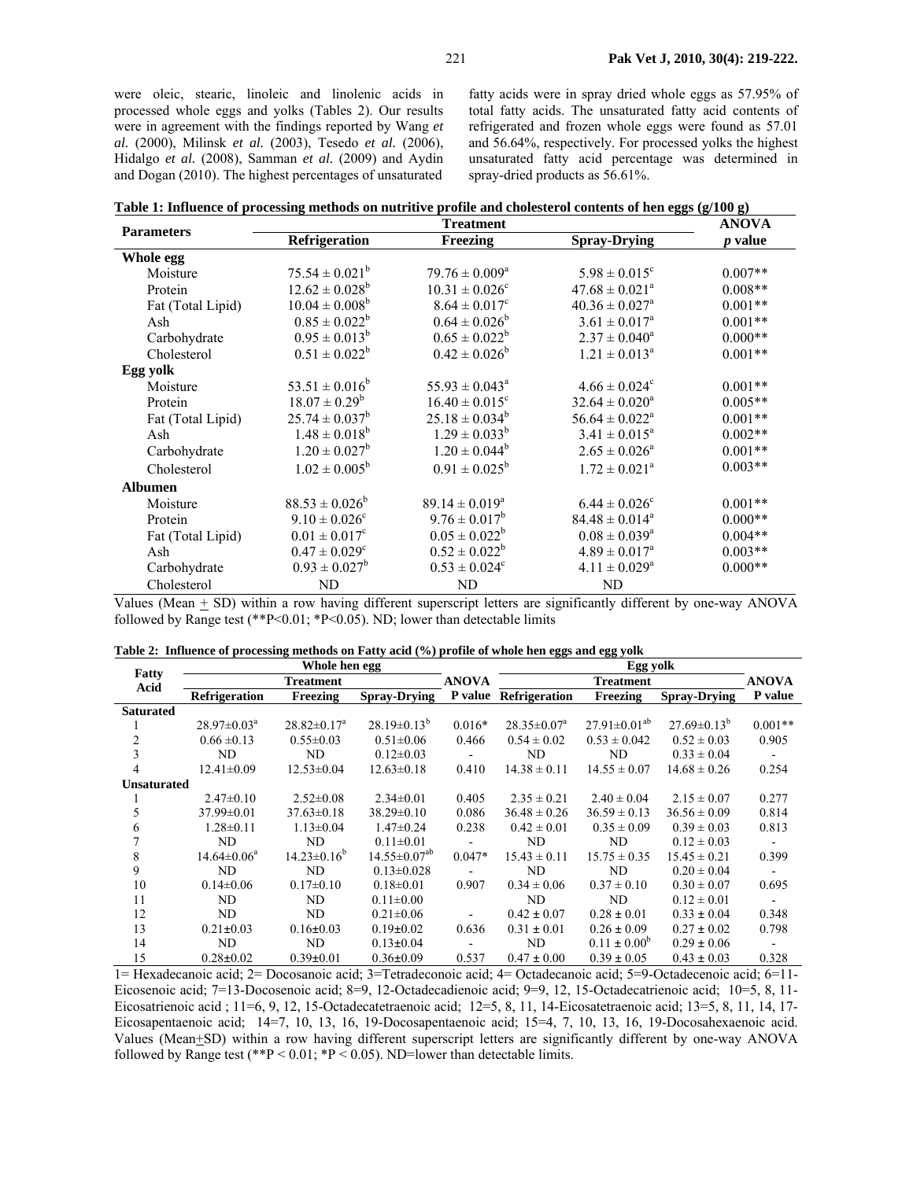were oleic, stearic, linoleic and linolenic acids in processed whole eggs and yolks (Tables 2). Our results were in agreement with the findings reported by Wang *et al.* (2000), Milinsk *et al.* (2003), Tesedo *et al.* (2006), Hidalgo *et al.* (2008), Samman *et al.* (2009) and Aydin and Dogan (2010). The highest percentages of unsaturated fatty acids were in spray dried whole eggs as 57.95% of total fatty acids. The unsaturated fatty acid contents of refrigerated and frozen whole eggs were found as 57.01 and 56.64%, respectively. For processed yolks the highest unsaturated fatty acid percentage was determined in spray-dried products as 56.61%.

**Table 1: Influence of processing methods on nutritive profile and cholesterol contents of hen eggs (g/100 g)**

| Parameters | Treatment | | | ANOVA |
|---|---|---|---|---|
| | Refrigeration | Freezing | Spray-Drying | *p* value |
| **Whole egg** | | | | |
| Moisture | $75.54 \pm 0.021^b$ | $79.76 \pm 0.009^a$ | $5.98 \pm 0.015^c$ | 0.007** |
| Protein | $12.62 \pm 0.028^b$ | $10.31 \pm 0.026^c$ | $47.68 \pm 0.021^a$ | 0.008** |
| Fat (Total Lipid) | $10.04 \pm 0.008^b$ | $8.64 \pm 0.017^c$ | $40.36 \pm 0.027^a$ | 0.001** |
| Ash | $0.85 \pm 0.022^b$ | $0.64 \pm 0.026^b$ | $3.61 \pm 0.017^a$ | 0.001** |
| Carbohydrate | $0.95 \pm 0.013^b$ | $0.65 \pm 0.022^b$ | $2.37 \pm 0.040^a$ | 0.000** |
| Cholesterol | $0.51 \pm 0.022^b$ | $0.42 \pm 0.026^b$ | $1.21 \pm 0.013^a$ | 0.001** |
| **Egg yolk** | | | | |
| Moisture | $53.51 \pm 0.016^b$ | $55.93 \pm 0.043^a$ | $4.66 \pm 0.024^c$ | 0.001** |
| Protein | $18.07 \pm 0.29^b$ | $16.40 \pm 0.015^c$ | $32.64 \pm 0.020^a$ | 0.005** |
| Fat (Total Lipid) | $25.74 \pm 0.037^b$ | $25.18 \pm 0.034^b$ | $56.64 \pm 0.022^a$ | 0.001** |
| Ash | $1.48 \pm 0.018^b$ | $1.29 \pm 0.033^b$ | $3.41 \pm 0.015^a$ | 0.002** |
| Carbohydrate | $1.20 \pm 0.027^b$ | $1.20 \pm 0.044^b$ | $2.65 \pm 0.026^a$ | 0.001** |
| Cholesterol | $1.02 \pm 0.005^b$ | $0.91 \pm 0.025^b$ | $1.72 \pm 0.021^a$ | 0.003** |
| **Albumen** | | | | |
| Moisture | $88.53 \pm 0.026^b$ | $89.14 \pm 0.019^a$ | $6.44 \pm 0.026^c$ | 0.001** |
| Protein | $9.10 \pm 0.026^c$ | $9.76 \pm 0.017^b$ | $84.48 \pm 0.014^a$ | 0.000** |
| Fat (Total Lipid) | $0.01 \pm 0.017^c$ | $0.05 \pm 0.022^b$ | $0.08 \pm 0.039^a$ | 0.004** |
| Ash | $0.47 \pm 0.029^c$ | $0.52 \pm 0.022^b$ | $4.89 \pm 0.017^a$ | 0.003** |
| Carbohydrate | $0.93 \pm 0.027^b$ | $0.53 \pm 0.024^c$ | $4.11 \pm 0.029^a$ | 0.000** |
| Cholesterol | ND | ND | ND | |

Values (Mean ± SD) within a row having different superscript letters are significantly different by one-way ANOVA followed by Range test (**P<0.01; *P<0.05). ND; lower than detectable limits

**Table 2: Influence of processing methods on Fatty acid (%) profile of whole hen eggs and egg yolk**

| Fatty Acid | Whole hen egg | | | | Egg yolk | | | |
|---|---|---|---|---|---|---|---|---|
| | Treatment | | | ANOVA | Treatment | | | ANOVA |
| | Refrigeration | Freezing | Spray-Drying | P value | Refrigeration | Freezing | Spray-Drying | P value |
| **Saturated** | | | | | | | | |
| 1 | $28.97 \pm 0.03^a$ | $28.82 \pm 0.17^a$ | $28.19 \pm 0.13^b$ | 0.016* | $28.35 \pm 0.07^a$ | $27.91 \pm 0.01^{ab}$ | $27.69 \pm 0.13^b$ | 0.001** |
| 2 | 0.66 ±0.13 | 0.55±0.03 | 0.51±0.06 | 0.466 | 0.54 ± 0.02 | 0.53 ± 0.042 | 0.52 ± 0.03 | 0.905 |
| 3 | ND | ND | 0.12±0.03 | - | ND | ND | 0.33 ± 0.04 | - |
| 4 | 12.41±0.09 | 12.53±0.04 | 12.63±0.18 | 0.410 | 14.38 ± 0.11 | 14.55 ± 0.07 | 14.68 ± 0.26 | 0.254 |
| **Unsaturated** | | | | | | | | |
| 1 | 2.47±0.10 | 2.52±0.08 | 2.34±0.01 | 0.405 | 2.35 ± 0.21 | 2.40 ± 0.04 | 2.15 ± 0.07 | 0.277 |
| 5 | 37.99±0.01 | 37.63±0.18 | 38.29±0.10 | 0.086 | 36.48 ± 0.26 | 36.59 ± 0.13 | 36.56 ± 0.09 | 0.814 |
| 6 | 1.28±0.11 | 1.13±0.04 | 1.47±0.24 | 0.238 | 0.42 ± 0.01 | 0.35 ± 0.09 | 0.39 ± 0.03 | 0.813 |
| 7 | ND | ND | 0.11±0.01 | - | ND | ND | 0.12 ± 0.03 | - |
| 8 | $14.64 \pm 0.06^a$ | $14.23 \pm 0.16^b$ | $14.55 \pm 0.07^{ab}$ | 0.047* | 15.43 ± 0.11 | 15.75 ± 0.35 | 15.45 ± 0.21 | 0.399 |
| 9 | ND | ND | 0.13±0.028 | - | ND | ND | 0.20 ± 0.04 | - |
| 10 | 0.14±0.06 | 0.17±0.10 | 0.18±0.01 | 0.907 | 0.34 ± 0.06 | 0.37 ± 0.10 | 0.30 ± 0.07 | 0.695 |
| 11 | ND | ND | 0.11±0.00 | | ND | ND | 0.12 ± 0.01 | - |
| 12 | ND | ND | 0.21±0.06 | - | 0.42 ± 0.07 | 0.28 ± 0.01 | 0.33 ± 0.04 | 0.348 |
| 13 | 0.21±0.03 | 0.16±0.03 | 0.19±0.02 | 0.636 | 0.31 ± 0.01 | 0.26 ± 0.09 | 0.27 ± 0.02 | 0.798 |
| 14 | ND | ND | 0.13±0.04 | - | ND | $0.11 \pm 0.00^b$ | 0.29 ± 0.06 | - |
| 15 | 0.28±0.02 | 0.39±0.01 | 0.36±0.09 | 0.537 | 0.47 ± 0.00 | 0.39 ± 0.05 | 0.43 ± 0.03 | 0.328 |

1= Hexadecanoic acid; 2= Docosanoic acid; 3=Tetradeconoic acid; 4= Octadecanoic acid; 5=9-Octadecenoic acid; 6=11-Eicosenoic acid; 7=13-Docosenoic acid; 8=9, 12-Octadecadienoic acid; 9=9, 12, 15-Octadecatrienoic acid; 10=5, 8, 11-Eicosatrienoic acid ; 11=6, 9, 12, 15-Octadecatetraenoic acid; 12=5, 8, 11, 14-Eicosatetraenoic acid; 13=5, 8, 11, 14, 17-Eicosapentaenoic acid; 14=7, 10, 13, 16, 19-Docosapentaenoic acid; 15=4, 7, 10, 13, 16, 19-Docosahexaenoic acid. Values (Mean±SD) within a row having different superscript letters are significantly different by one-way ANOVA followed by Range test (**P < 0.01; *P < 0.05). ND=lower than detectable limits.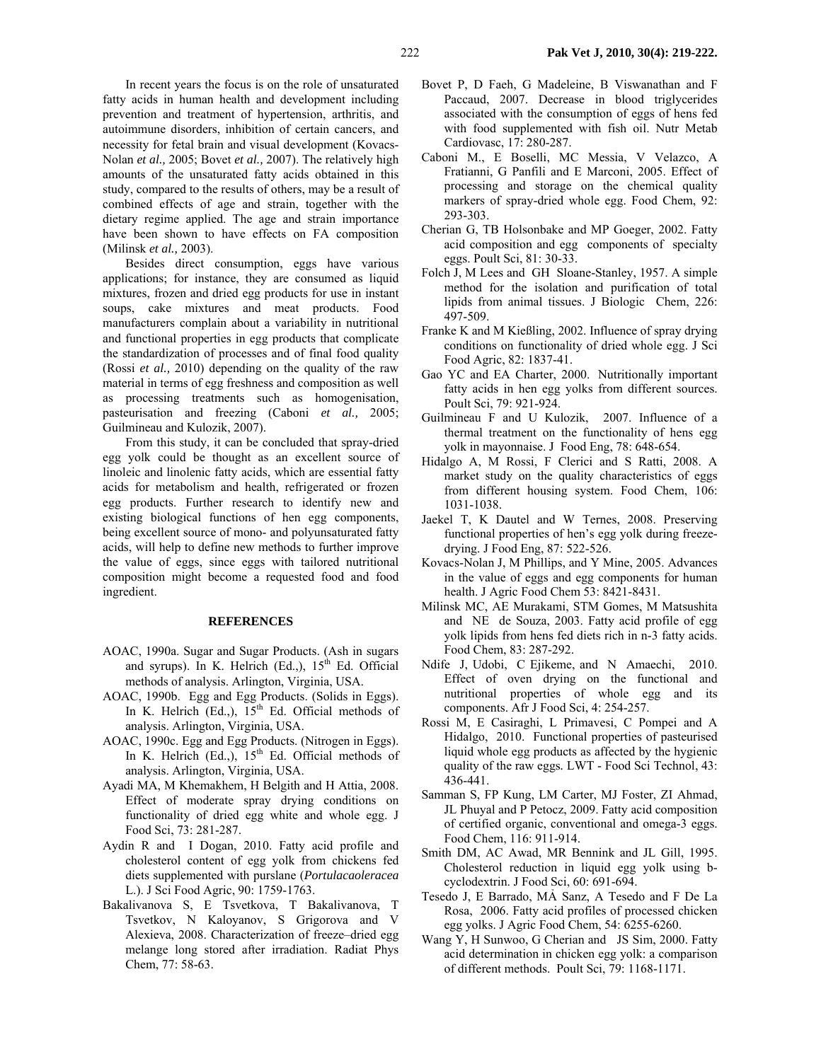In recent years the focus is on the role of unsaturated fatty acids in human health and development including prevention and treatment of hypertension, arthritis, and autoimmune disorders, inhibition of certain cancers, and necessity for fetal brain and visual development (Kovacs-Nolan *et al.,* 2005; Bovet *et al.,* 2007). The relatively high amounts of the unsaturated fatty acids obtained in this study, compared to the results of others, may be a result of combined effects of age and strain, together with the dietary regime applied. The age and strain importance have been shown to have effects on FA composition (Milinsk *et al.,* 2003).

Besides direct consumption, eggs have various applications; for instance, they are consumed as liquid mixtures, frozen and dried egg products for use in instant soups, cake mixtures and meat products. Food manufacturers complain about a variability in nutritional and functional properties in egg products that complicate the standardization of processes and of final food quality (Rossi *et al.,* 2010) depending on the quality of the raw material in terms of egg freshness and composition as well as processing treatments such as homogenisation, pasteurisation and freezing (Caboni *et al.,* 2005; Guilmineau and Kulozik, 2007).

From this study, it can be concluded that spray-dried egg yolk could be thought as an excellent source of linoleic and linolenic fatty acids, which are essential fatty acids for metabolism and health, refrigerated or frozen egg products. Further research to identify new and existing biological functions of hen egg components, being excellent source of mono- and polyunsaturated fatty acids, will help to define new methods to further improve the value of eggs, since eggs with tailored nutritional composition might become a requested food and food ingredient.

## REFERENCES

AOAC, 1990a. Sugar and Sugar Products. (Ash in sugars and syrups). In K. Helrich (Ed.,), 15th Ed. Official methods of analysis. Arlington, Virginia, USA.

AOAC, 1990b. Egg and Egg Products. (Solids in Eggs). In K. Helrich (Ed.,), 15th Ed. Official methods of analysis. Arlington, Virginia, USA.

AOAC, 1990c. Egg and Egg Products. (Nitrogen in Eggs). In K. Helrich (Ed.,), 15th Ed. Official methods of analysis. Arlington, Virginia, USA.

Ayadi MA, M Khemakhem, H Belgith and H Attia, 2008. Effect of moderate spray drying conditions on functionality of dried egg white and whole egg. J Food Sci, 73: 281-287.

Aydin R and I Dogan, 2010. Fatty acid profile and cholesterol content of egg yolk from chickens fed diets supplemented with purslane (*Portulacaoleracea* L.). J Sci Food Agric, 90: 1759-1763.

Bakalivanova S, E Tsvetkova, T Bakalivanova, T Tsvetkov, N Kaloyanov, S Grigorova and V Alexieva, 2008. Characterization of freeze–dried egg melange long stored after irradiation. Radiat Phys Chem, 77: 58-63.

Bovet P, D Faeh, G Madeleine, B Viswanathan and F Paccaud, 2007. Decrease in blood triglycerides associated with the consumption of eggs of hens fed with food supplemented with fish oil. Nutr Metab Cardiovasc, 17: 280-287.

Caboni M., E Boselli, MC Messia, V Velazco, A Fratianni, G Panfili and E Marconi, 2005. Effect of processing and storage on the chemical quality markers of spray-dried whole egg. Food Chem, 92: 293-303.

Cherian G, TB Holsonbake and MP Goeger, 2002. Fatty acid composition and egg components of specialty eggs. Poult Sci, 81: 30-33.

Folch J, M Lees and GH Sloane-Stanley, 1957. A simple method for the isolation and purification of total lipids from animal tissues. J Biologic Chem, 226: 497-509.

Franke K and M Kießling, 2002. Influence of spray drying conditions on functionality of dried whole egg. J Sci Food Agric, 82: 1837-41.

Gao YC and EA Charter, 2000. Nutritionally important fatty acids in hen egg yolks from different sources. Poult Sci, 79: 921-924.

Guilmineau F and U Kulozik, 2007. Influence of a thermal treatment on the functionality of hens egg yolk in mayonnaise. J Food Eng, 78: 648-654.

Hidalgo A, M Rossi, F Clerici and S Ratti, 2008. A market study on the quality characteristics of eggs from different housing system. Food Chem, 106: 1031-1038.

Jaekel T, K Dautel and W Ternes, 2008. Preserving functional properties of hen's egg yolk during freeze-drying. J Food Eng, 87: 522-526.

Kovacs-Nolan J, M Phillips, and Y Mine, 2005. Advances in the value of eggs and egg components for human health. J Agric Food Chem 53: 8421-8431.

Milinsk MC, AE Murakami, STM Gomes, M Matsushita and NE de Souza, 2003. Fatty acid profile of egg yolk lipids from hens fed diets rich in n-3 fatty acids. Food Chem, 83: 287-292.

Ndife J, Udobi, C Ejikeme, and N Amaechi, 2010. Effect of oven drying on the functional and nutritional properties of whole egg and its components. Afr J Food Sci, 4: 254-257.

Rossi M, E Casiraghi, L Primavesi, C Pompei and A Hidalgo, 2010. Functional properties of pasteurised liquid whole egg products as affected by the hygienic quality of the raw eggs. LWT - Food Sci Technol, 43: 436-441.

Samman S, FP Kung, LM Carter, MJ Foster, ZI Ahmad, JL Phuyal and P Petocz, 2009. Fatty acid composition of certified organic, conventional and omega-3 eggs. Food Chem, 116: 911-914.

Smith DM, AC Awad, MR Bennink and JL Gill, 1995. Cholesterol reduction in liquid egg yolk using b-cyclodextrin. J Food Sci, 60: 691-694.

Tesedo J, E Barrado, MȦ Sanz, A Tesedo and F De La Rosa, 2006. Fatty acid profiles of processed chicken egg yolks. J Agric Food Chem, 54: 6255-6260.

Wang Y, H Sunwoo, G Cherian and JS Sim, 2000. Fatty acid determination in chicken egg yolk: a comparison of different methods. Poult Sci, 79: 1168-1171.